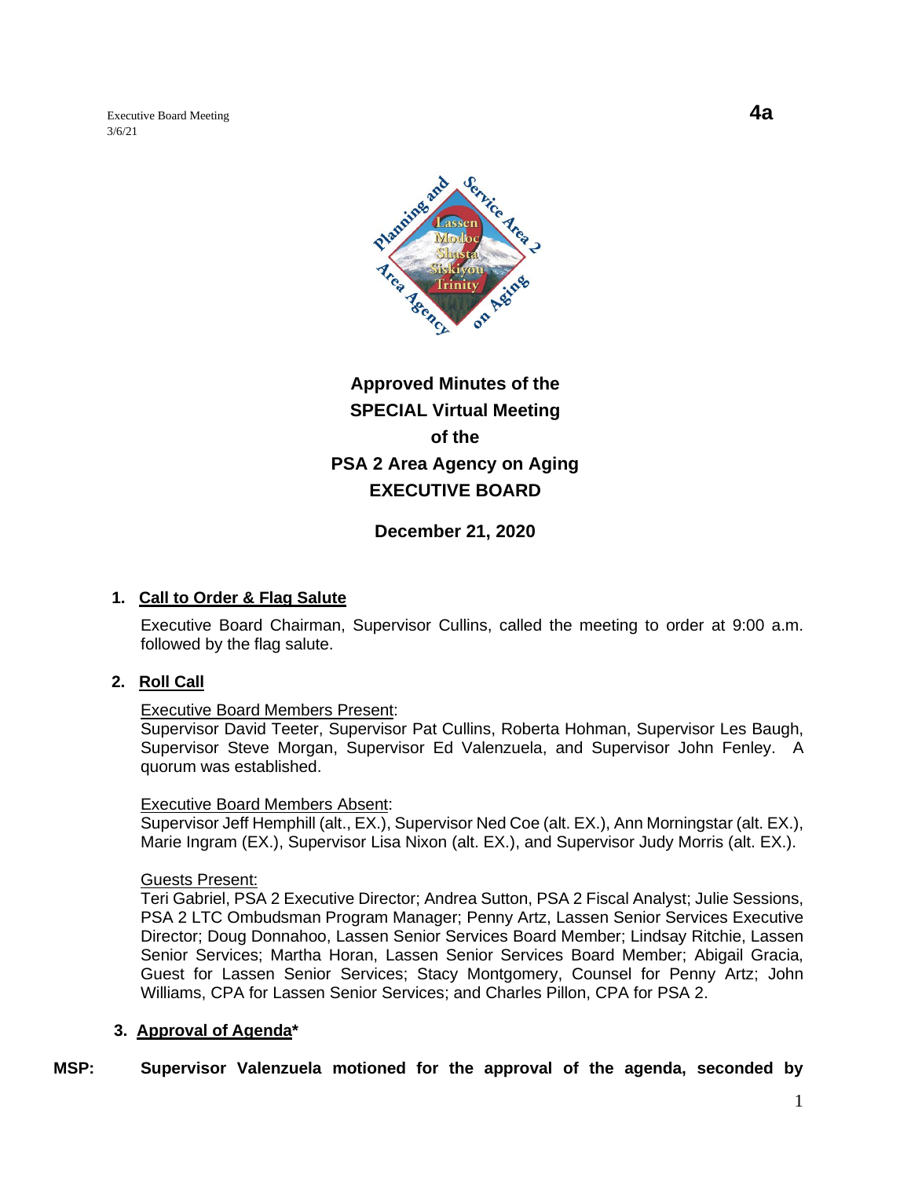Executive Board Meeting
3/6/21

**4a**

**Approved Minutes of the**
**SPECIAL Virtual Meeting**
**of the**
**PSA 2 Area Agency on Aging**
**EXECUTIVE BOARD**

**December 21, 2020**

1. **Call to Order & Flag Salute**

   Executive Board Chairman, Supervisor Cullins, called the meeting to order at 9:00 a.m. followed by the flag salute.

2. **Roll Call**

   Executive Board Members Present:
   Supervisor David Teeter, Supervisor Pat Cullins, Roberta Hohman, Supervisor Les Baugh, Supervisor Steve Morgan, Supervisor Ed Valenzuela, and Supervisor John Fenley. A quorum was established.

   Executive Board Members Absent:
   Supervisor Jeff Hemphill (alt., EX.), Supervisor Ned Coe (alt. EX.), Ann Morningstar (alt. EX.), Marie Ingram (EX.), Supervisor Lisa Nixon (alt. EX.), and Supervisor Judy Morris (alt. EX.).

   Guests Present:
   Teri Gabriel, PSA 2 Executive Director; Andrea Sutton, PSA 2 Fiscal Analyst; Julie Sessions, PSA 2 LTC Ombudsman Program Manager; Penny Artz, Lassen Senior Services Executive Director; Doug Donnahoo, Lassen Senior Services Board Member; Lindsay Ritchie, Lassen Senior Services; Martha Horan, Lassen Senior Services Board Member; Abigail Gracia, Guest for Lassen Senior Services; Stacy Montgomery, Counsel for Penny Artz; John Williams, CPA for Lassen Senior Services; and Charles Pillon, CPA for PSA 2.

3. **Approval of Agenda***

**MSP:** **Supervisor Valenzuela motioned for the approval of the agenda, seconded by**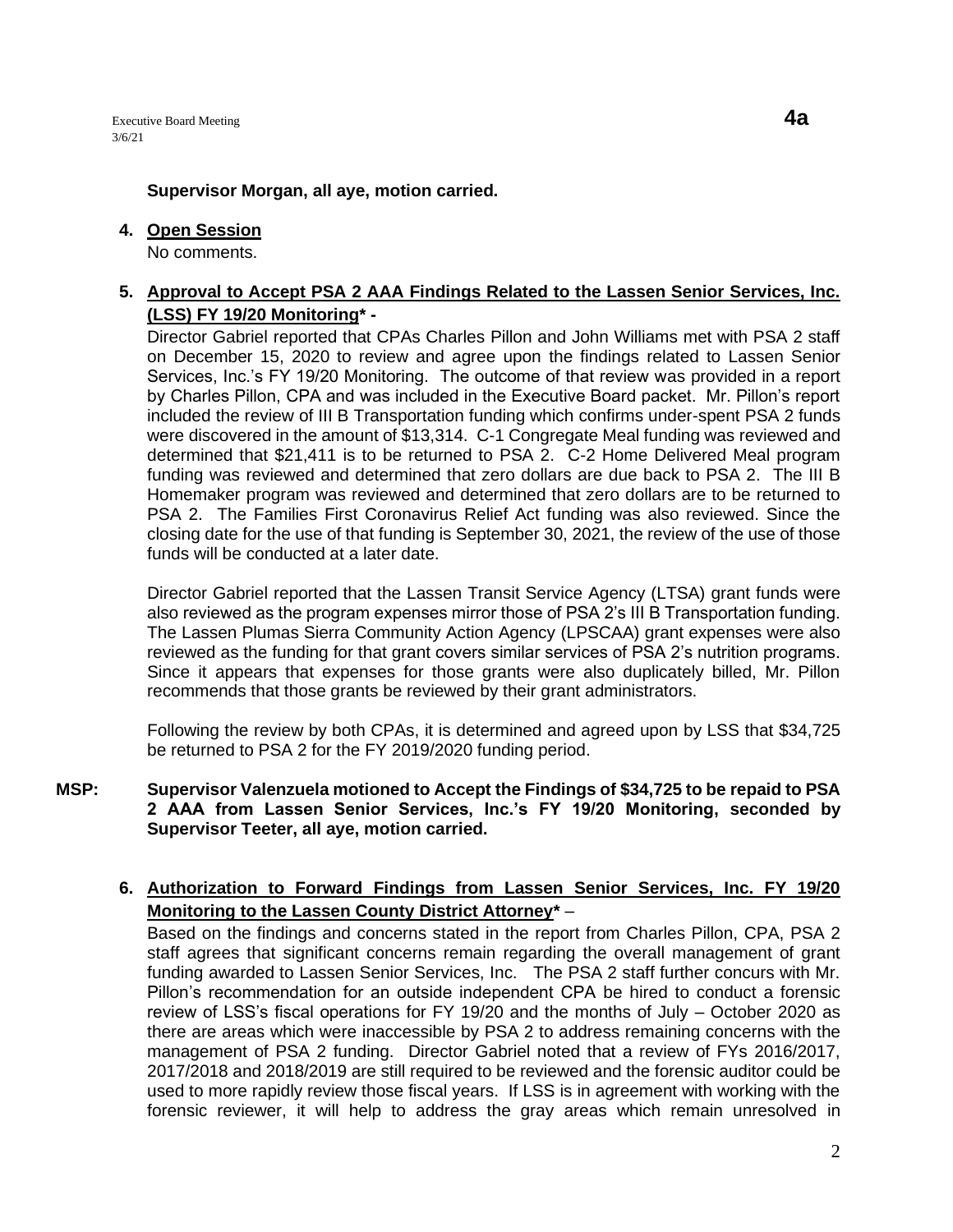**Supervisor Morgan, all aye, motion carried.**

4. **Open Session**

   No comments.

5. **Approval to Accept PSA 2 AAA Findings Related to the Lassen Senior Services, Inc. (LSS) FY 19/20 Monitoring* -**

   Director Gabriel reported that CPAs Charles Pillon and John Williams met with PSA 2 staff on December 15, 2020 to review and agree upon the findings related to Lassen Senior Services, Inc.'s FY 19/20 Monitoring. The outcome of that review was provided in a report by Charles Pillon, CPA and was included in the Executive Board packet. Mr. Pillon's report included the review of III B Transportation funding which confirms under-spent PSA 2 funds were discovered in the amount of $13,314. C-1 Congregate Meal funding was reviewed and determined that $21,411 is to be returned to PSA 2. C-2 Home Delivered Meal program funding was reviewed and determined that zero dollars are due back to PSA 2. The III B Homemaker program was reviewed and determined that zero dollars are to be returned to PSA 2. The Families First Coronavirus Relief Act funding was also reviewed. Since the closing date for the use of that funding is September 30, 2021, the review of the use of those funds will be conducted at a later date.

   Director Gabriel reported that the Lassen Transit Service Agency (LTSA) grant funds were also reviewed as the program expenses mirror those of PSA 2's III B Transportation funding. The Lassen Plumas Sierra Community Action Agency (LPSCAA) grant expenses were also reviewed as the funding for that grant covers similar services of PSA 2's nutrition programs. Since it appears that expenses for those grants were also duplicately billed, Mr. Pillon recommends that those grants be reviewed by their grant administrators.

   Following the review by both CPAs, it is determined and agreed upon by LSS that $34,725 be returned to PSA 2 for the FY 2019/2020 funding period.

**MSP: Supervisor Valenzuela motioned to Accept the Findings of $34,725 to be repaid to PSA 2 AAA from Lassen Senior Services, Inc.'s FY 19/20 Monitoring, seconded by Supervisor Teeter, all aye, motion carried.**

6. **Authorization to Forward Findings from Lassen Senior Services, Inc. FY 19/20 Monitoring to the Lassen County District Attorney*** –

   Based on the findings and concerns stated in the report from Charles Pillon, CPA, PSA 2 staff agrees that significant concerns remain regarding the overall management of grant funding awarded to Lassen Senior Services, Inc. The PSA 2 staff further concurs with Mr. Pillon's recommendation for an outside independent CPA be hired to conduct a forensic review of LSS's fiscal operations for FY 19/20 and the months of July – October 2020 as there are areas which were inaccessible by PSA 2 to address remaining concerns with the management of PSA 2 funding. Director Gabriel noted that a review of FYs 2016/2017, 2017/2018 and 2018/2019 are still required to be reviewed and the forensic auditor could be used to more rapidly review those fiscal years. If LSS is in agreement with working with the forensic reviewer, it will help to address the gray areas which remain unresolved in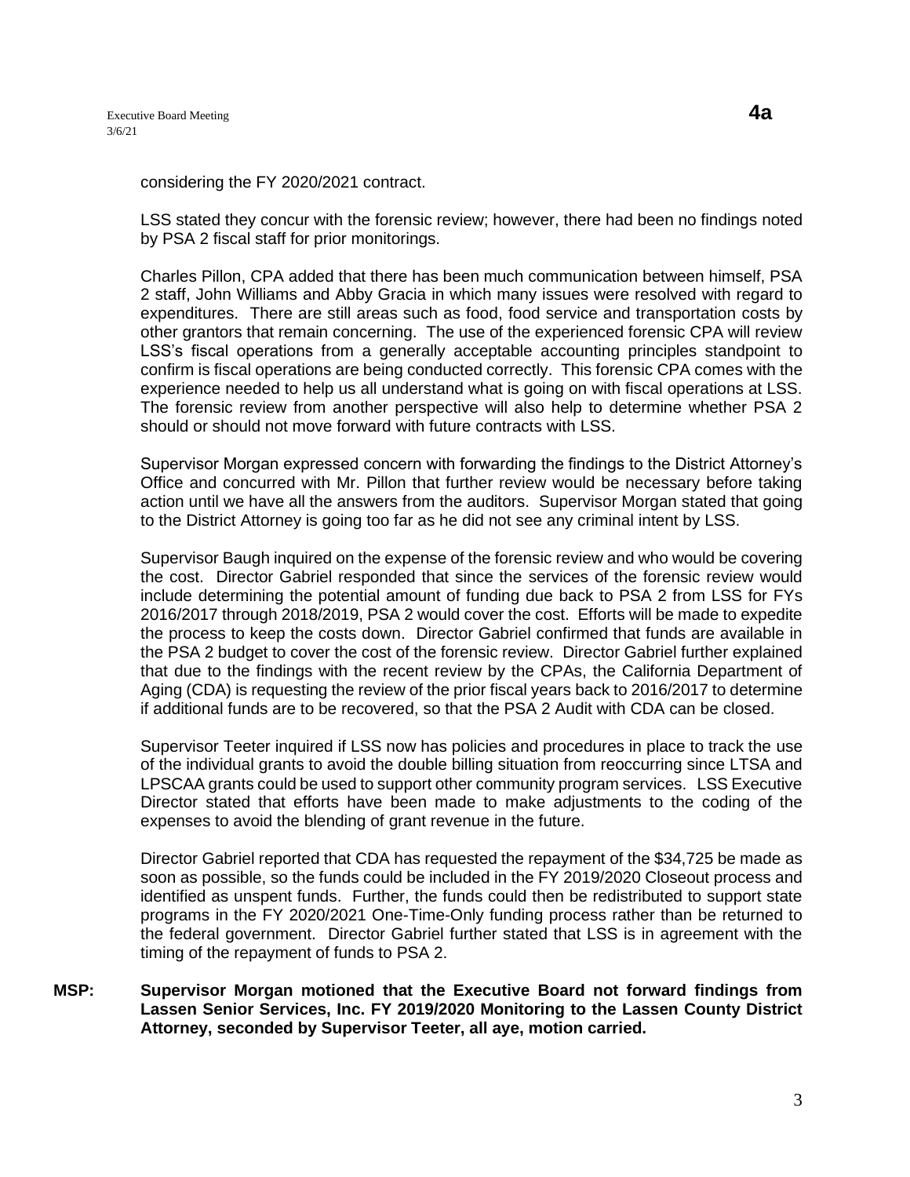considering the FY 2020/2021 contract.

LSS stated they concur with the forensic review; however, there had been no findings noted by PSA 2 fiscal staff for prior monitorings.

Charles Pillon, CPA added that there has been much communication between himself, PSA 2 staff, John Williams and Abby Gracia in which many issues were resolved with regard to expenditures. There are still areas such as food, food service and transportation costs by other grantors that remain concerning. The use of the experienced forensic CPA will review LSS's fiscal operations from a generally acceptable accounting principles standpoint to confirm is fiscal operations are being conducted correctly. This forensic CPA comes with the experience needed to help us all understand what is going on with fiscal operations at LSS. The forensic review from another perspective will also help to determine whether PSA 2 should or should not move forward with future contracts with LSS.

Supervisor Morgan expressed concern with forwarding the findings to the District Attorney's Office and concurred with Mr. Pillon that further review would be necessary before taking action until we have all the answers from the auditors. Supervisor Morgan stated that going to the District Attorney is going too far as he did not see any criminal intent by LSS.

Supervisor Baugh inquired on the expense of the forensic review and who would be covering the cost. Director Gabriel responded that since the services of the forensic review would include determining the potential amount of funding due back to PSA 2 from LSS for FYs 2016/2017 through 2018/2019, PSA 2 would cover the cost. Efforts will be made to expedite the process to keep the costs down. Director Gabriel confirmed that funds are available in the PSA 2 budget to cover the cost of the forensic review. Director Gabriel further explained that due to the findings with the recent review by the CPAs, the California Department of Aging (CDA) is requesting the review of the prior fiscal years back to 2016/2017 to determine if additional funds are to be recovered, so that the PSA 2 Audit with CDA can be closed.

Supervisor Teeter inquired if LSS now has policies and procedures in place to track the use of the individual grants to avoid the double billing situation from reoccurring since LTSA and LPSCAA grants could be used to support other community program services. LSS Executive Director stated that efforts have been made to make adjustments to the coding of the expenses to avoid the blending of grant revenue in the future.

Director Gabriel reported that CDA has requested the repayment of the $34,725 be made as soon as possible, so the funds could be included in the FY 2019/2020 Closeout process and identified as unspent funds. Further, the funds could then be redistributed to support state programs in the FY 2020/2021 One-Time-Only funding process rather than be returned to the federal government. Director Gabriel further stated that LSS is in agreement with the timing of the repayment of funds to PSA 2.

**MSP: Supervisor Morgan motioned that the Executive Board not forward findings from Lassen Senior Services, Inc. FY 2019/2020 Monitoring to the Lassen County District Attorney, seconded by Supervisor Teeter, all aye, motion carried.**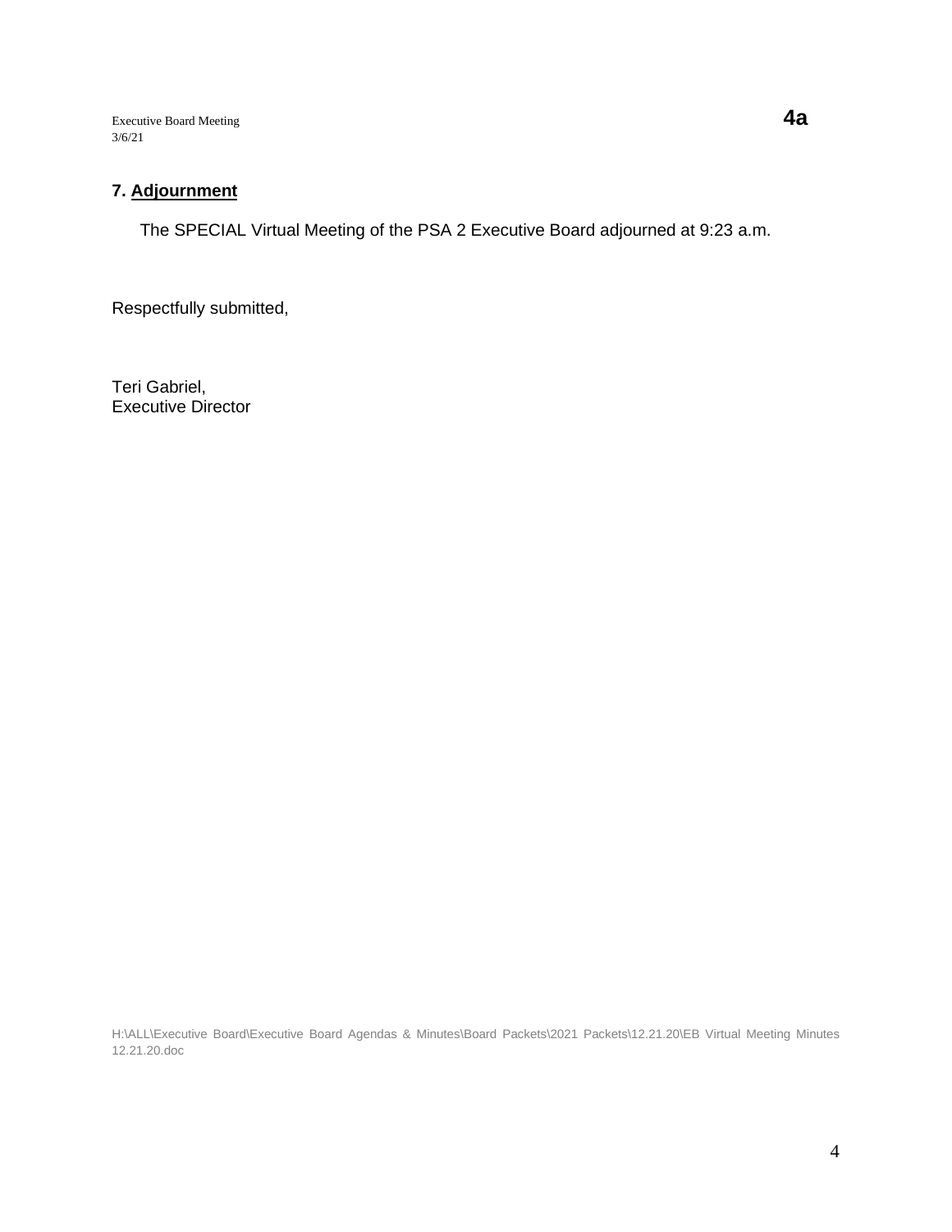## 7. Adjournment

The SPECIAL Virtual Meeting of the PSA 2 Executive Board adjourned at 9:23 a.m.

Respectfully submitted,

Teri Gabriel,
Executive Director